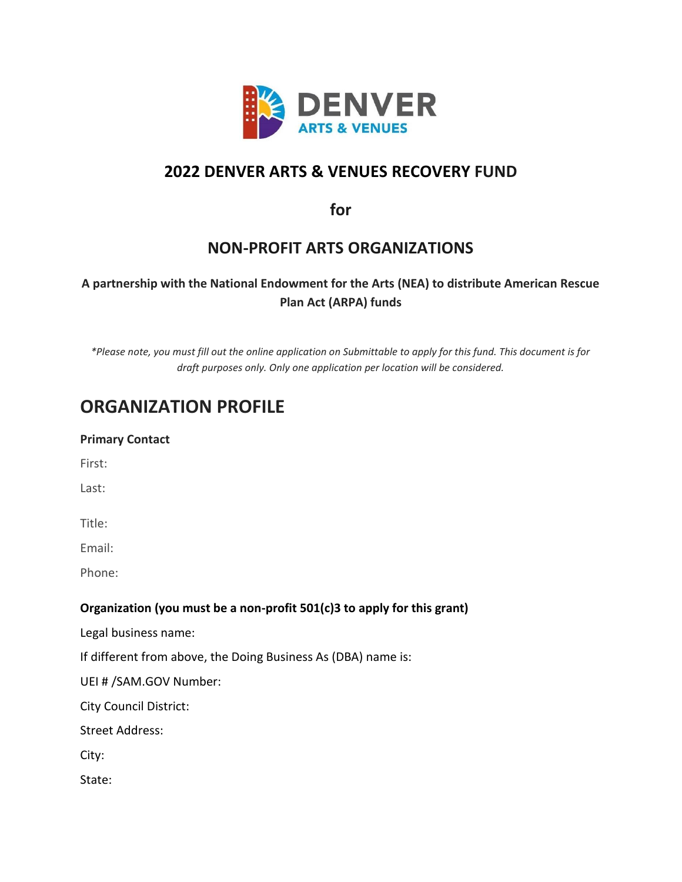# 2022 DENVER ARTS & VENUES RECOVERY FUND

## for

## NON-PROFIT ARTS ORGANIZATIONS

**A partnership with the National Endowment for the Arts (NEA) to distribute American Rescue Plan Act (ARPA) funds**

*\*Please note, you must fill out the online application on Submittable to apply for this fund. This document is for draft purposes only. Only one application per location will be considered.*

# ORGANIZATION PROFILE

**Primary Contact**

First:

Last:

Title:

Email:

Phone:

**Organization (you must be a non-profit 501(c)3 to apply for this grant)**

Legal business name:

If different from above, the Doing Business As (DBA) name is:

UEI # /SAM.GOV Number:

City Council District:

Street Address:

City:

State: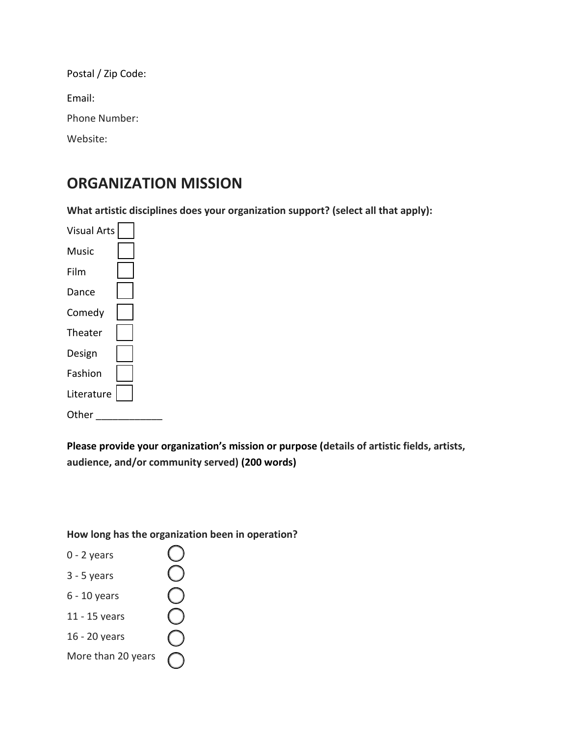Postal / Zip Code:

Email:

Phone Number:

Website:

## ORGANIZATION MISSION

**What artistic disciplines does your organization support? (select all that apply):**

- Visual Arts ☐
- Music ☐
- Film ☐
- Dance ☐
- Comedy ☐
- Theater ☐
- Design ☐
- Fashion ☐
- Literature ☐
- Other ____________

**Please provide your organization's mission or purpose (details of artistic fields, artists, audience, and/or community served) (200 words)**

**How long has the organization been in operation?**

- 0 - 2 years ◯
- 3 - 5 years ◯
- 6 - 10 years ◯
- 11 - 15 years ◯
- 16 - 20 years ◯
- More than 20 years ◯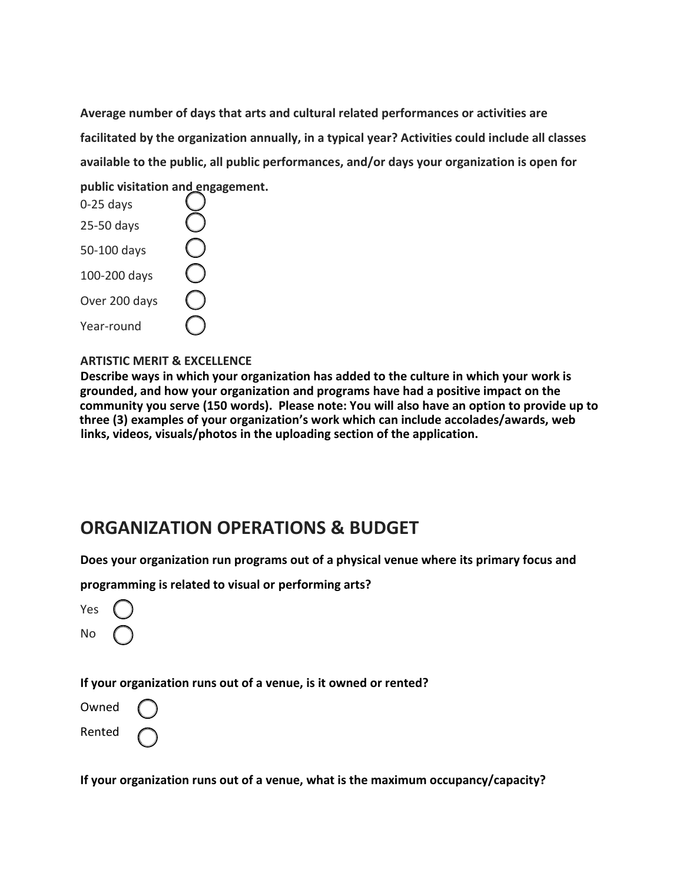**Average number of days that arts and cultural related performances or activities are facilitated by the organization annually, in a typical year? Activities could include all classes available to the public, all public performances, and/or days your organization is open for public visitation and engagement.**

- 0-25 days ◯
- 25-50 days ◯
- 50-100 days ◯
- 100-200 days ◯
- Over 200 days ◯
- Year-round ◯

**ARTISTIC MERIT & EXCELLENCE**

**Describe ways in which your organization has added to the culture in which your work is grounded, and how your organization and programs have had a positive impact on the community you serve (150 words). Please note: You will also have an option to provide up to three (3) examples of your organization's work which can include accolades/awards, web links, videos, visuals/photos in the uploading section of the application.**

## ORGANIZATION OPERATIONS & BUDGET

**Does your organization run programs out of a physical venue where its primary focus and programming is related to visual or performing arts?**

- Yes ◯
- No ◯

**If your organization runs out of a venue, is it owned or rented?**

- Owned ◯
- Rented ◯

**If your organization runs out of a venue, what is the maximum occupancy/capacity?**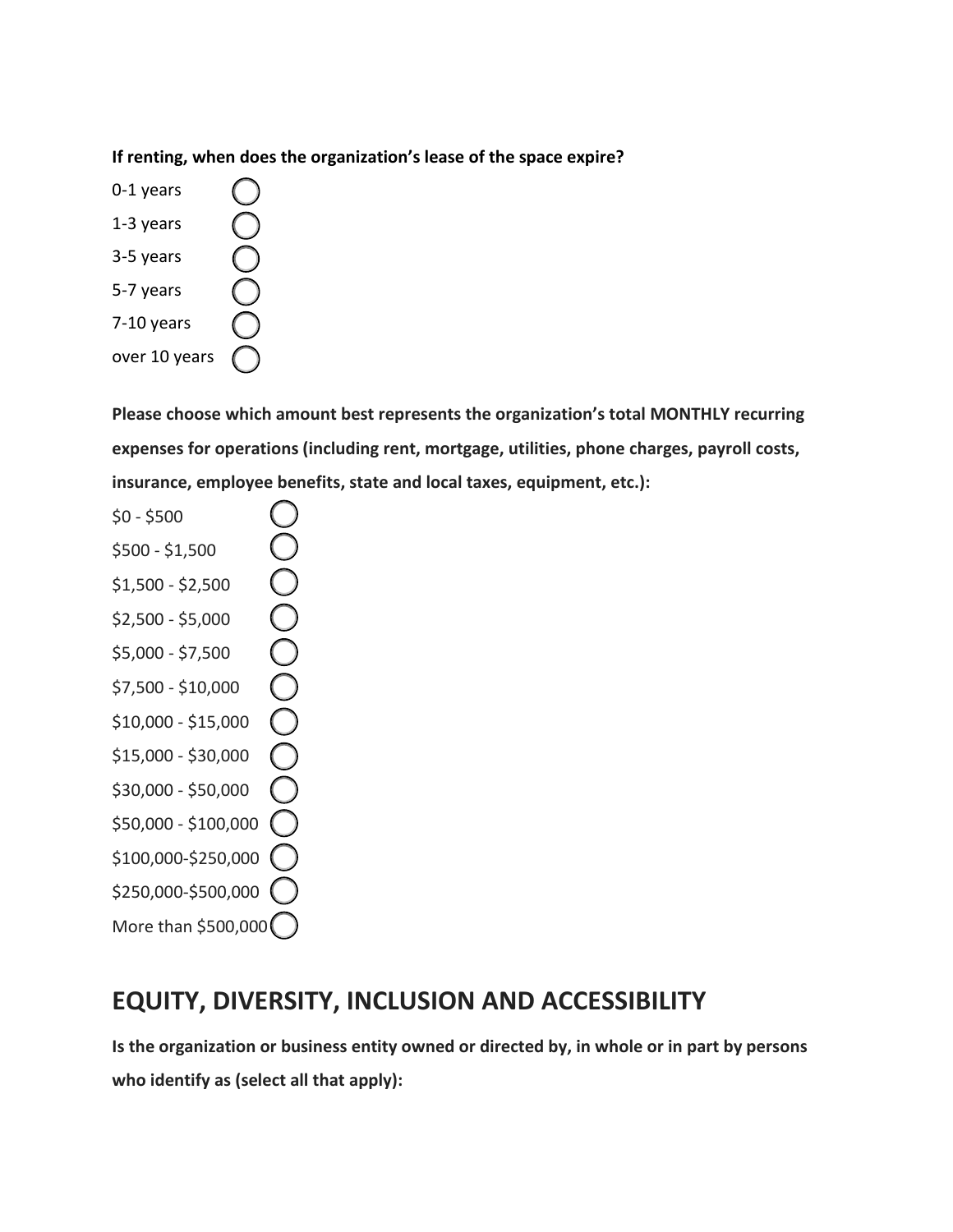**If renting, when does the organization's lease of the space expire?**

- 0-1 years ◯
- 1-3 years ◯
- 3-5 years ◯
- 5-7 years ◯
- 7-10 years ◯
- over 10 years ◯

**Please choose which amount best represents the organization's total MONTHLY recurring expenses for operations (including rent, mortgage, utilities, phone charges, payroll costs, insurance, employee benefits, state and local taxes, equipment, etc.):**

- $0 - $500 ◯
- $500 - $1,500 ◯
- $1,500 - $2,500 ◯
- $2,500 - $5,000 ◯
- $5,000 - $7,500 ◯
- $7,500 - $10,000 ◯
- $10,000 - $15,000 ◯
- $15,000 - $30,000 ◯
- $30,000 - $50,000 ◯
- $50,000 - $100,000 ◯
- $100,000-$250,000 ◯
- $250,000-$500,000 ◯
- More than $500,000 ◯

## EQUITY, DIVERSITY, INCLUSION AND ACCESSIBILITY

**Is the organization or business entity owned or directed by, in whole or in part by persons who identify as (select all that apply):**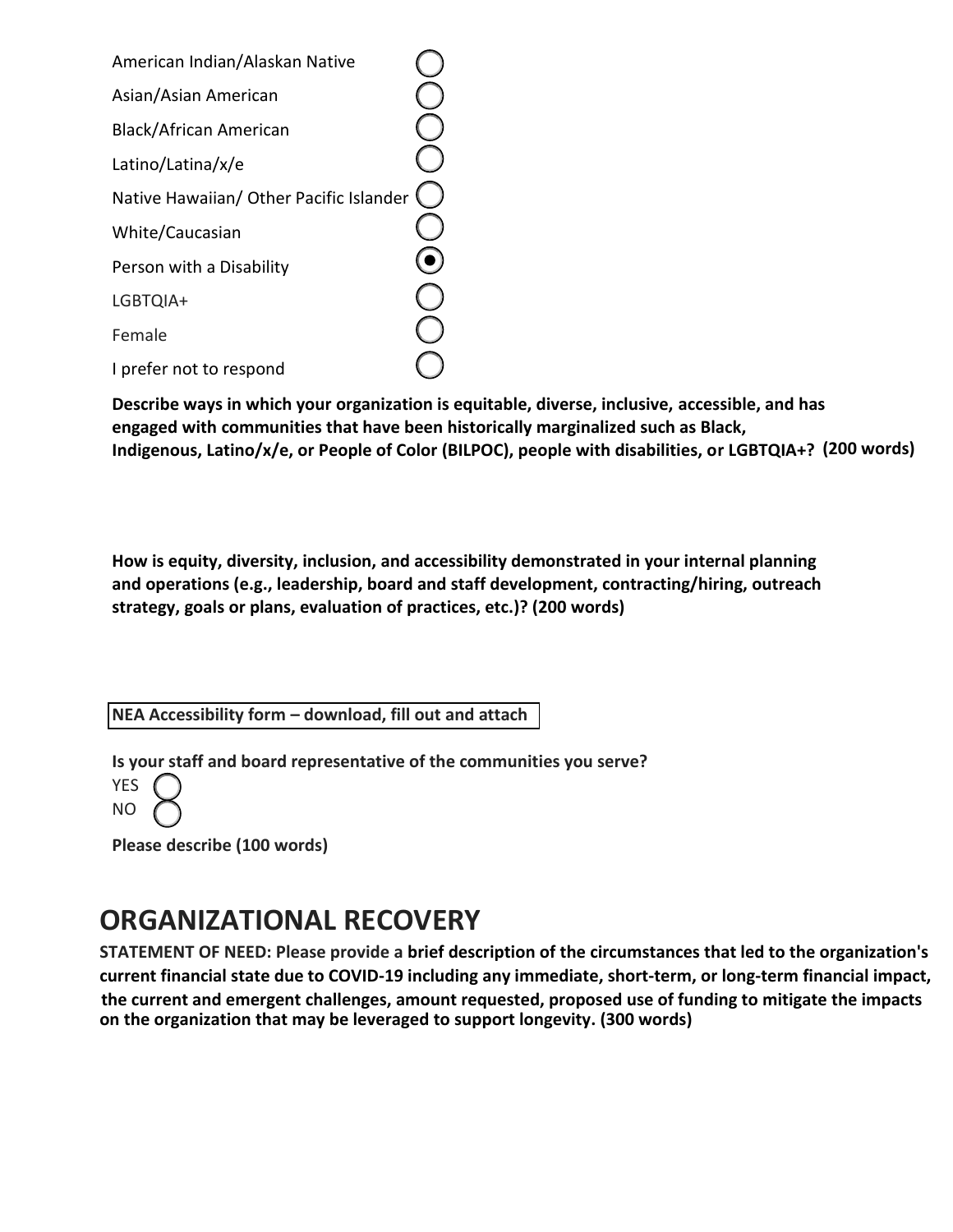- ( ) American Indian/Alaskan Native
- ( ) Asian/Asian American
- ( ) Black/African American
- ( ) Latino/Latina/x/e
- ( ) Native Hawaiian/ Other Pacific Islander
- ( ) White/Caucasian
- (•) Person with a Disability
- ( ) LGBTQIA+
- ( ) Female
- ( ) I prefer not to respond

**Describe ways in which your organization is equitable, diverse, inclusive, accessible, and has engaged with communities that have been historically marginalized such as Black, Indigenous, Latino/x/e, or People of Color (BILPOC), people with disabilities, or LGBTQIA+? (200 words)**

**How is equity, diversity, inclusion, and accessibility demonstrated in your internal planning and operations (e.g., leadership, board and staff development, contracting/hiring, outreach strategy, goals or plans, evaluation of practices, etc.)? (200 words)**

**NEA Accessibility form – download, fill out and attach**

**Is your staff and board representative of the communities you serve?**

- ( ) YES
- ( ) NO

**Please describe (100 words)**

# ORGANIZATIONAL RECOVERY

**STATEMENT OF NEED: Please provide a brief description of the circumstances that led to the organization's current financial state due to COVID-19 including any immediate, short-term, or long-term financial impact, the current and emergent challenges, amount requested, proposed use of funding to mitigate the impacts on the organization that may be leveraged to support longevity. (300 words)**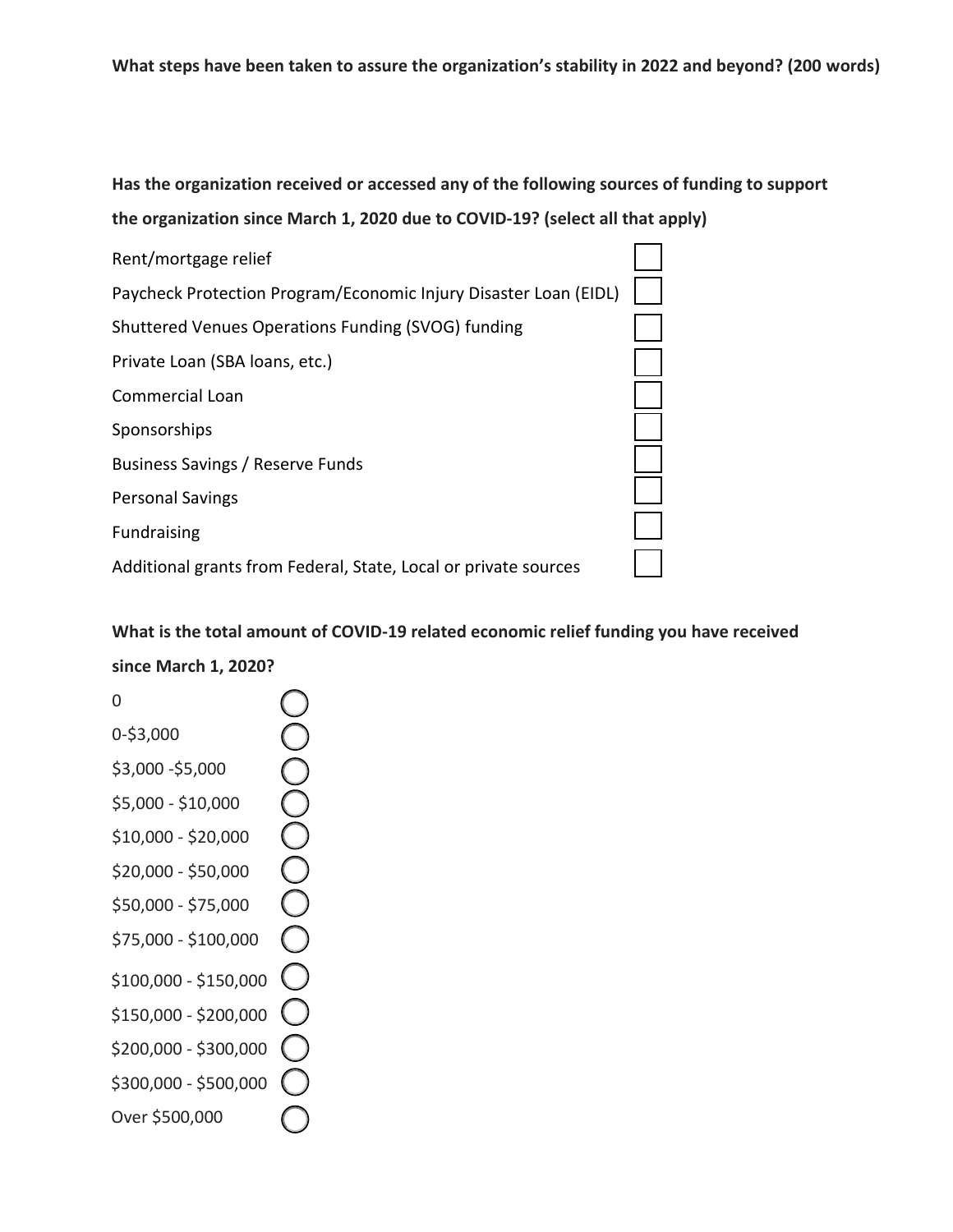**What steps have been taken to assure the organization's stability in 2022 and beyond? (200 words)**

**Has the organization received or accessed any of the following sources of funding to support the organization since March 1, 2020 due to COVID-19? (select all that apply)**

- [ ] Rent/mortgage relief
- [ ] Paycheck Protection Program/Economic Injury Disaster Loan (EIDL)
- [ ] Shuttered Venues Operations Funding (SVOG) funding
- [ ] Private Loan (SBA loans, etc.)
- [ ] Commercial Loan
- [ ] Sponsorships
- [ ] Business Savings / Reserve Funds
- [ ] Personal Savings
- [ ] Fundraising
- [ ] Additional grants from Federal, State, Local or private sources

**What is the total amount of COVID-19 related economic relief funding you have received since March 1, 2020?**

- ○ 0
- ○ 0-$3,000
- ○ $3,000 -$5,000
- ○ $5,000 - $10,000
- ○ $10,000 - $20,000
- ○ $20,000 - $50,000
- ○ $50,000 - $75,000
- ○ $75,000 - $100,000
- ○ $100,000 - $150,000
- ○ $150,000 - $200,000
- ○ $200,000 - $300,000
- ○ $300,000 - $500,000
- ○ Over $500,000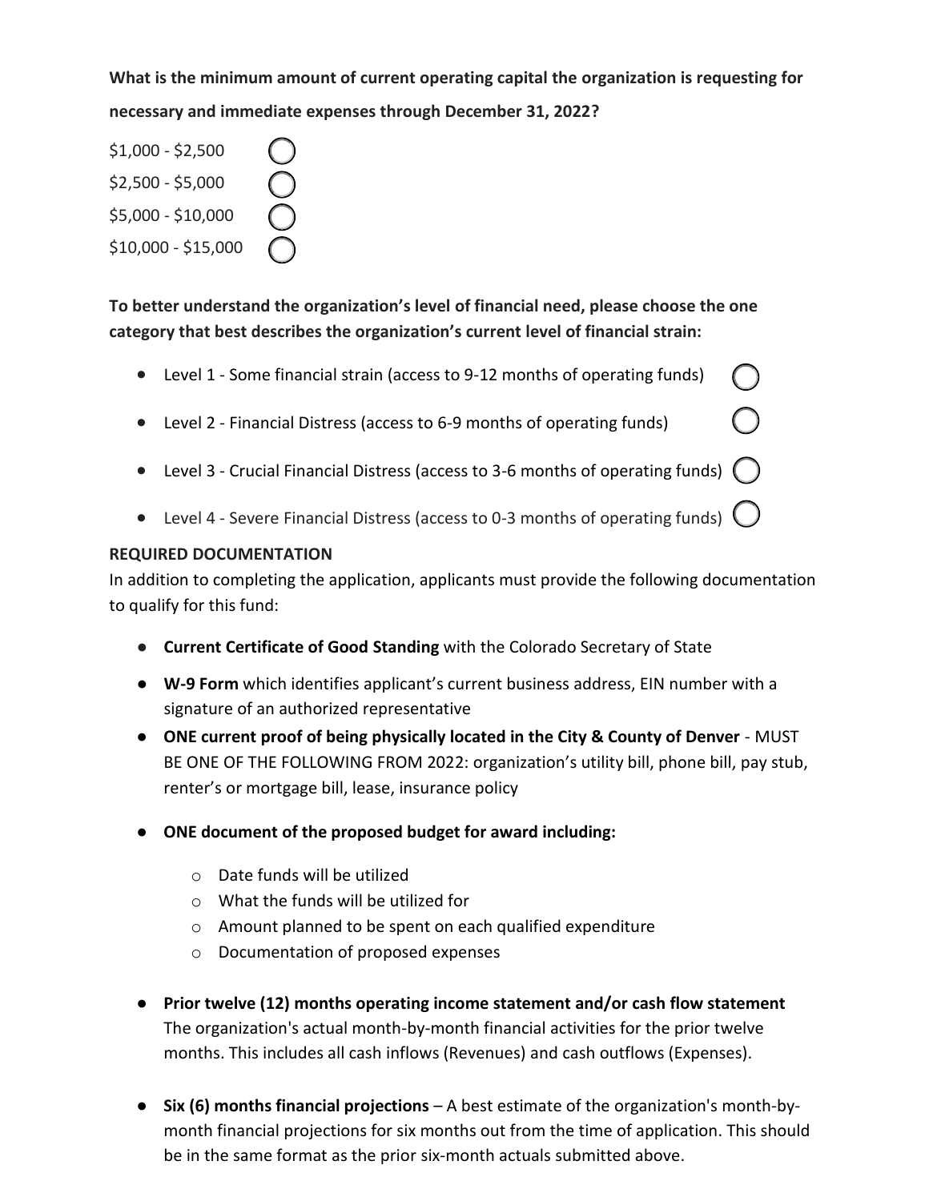**What is the minimum amount of current operating capital the organization is requesting for necessary and immediate expenses through December 31, 2022?**

- $1,000 - $2,500 ◯
- $2,500 - $5,000 ◯
- $5,000 - $10,000 ◯
- $10,000 - $15,000 ◯

**To better understand the organization's level of financial need, please choose the one category that best describes the organization's current level of financial strain:**

- Level 1 - Some financial strain (access to 9-12 months of operating funds) ◯
- Level 2 - Financial Distress (access to 6-9 months of operating funds) ◯
- Level 3 - Crucial Financial Distress (access to 3-6 months of operating funds) ◯
- Level 4 - Severe Financial Distress (access to 0-3 months of operating funds) ◯

**REQUIRED DOCUMENTATION**

In addition to completing the application, applicants must provide the following documentation to qualify for this fund:

- **Current Certificate of Good Standing** with the Colorado Secretary of State
- **W-9 Form** which identifies applicant's current business address, EIN number with a signature of an authorized representative
- **ONE current proof of being physically located in the City & County of Denver** - MUST BE ONE OF THE FOLLOWING FROM 2022: organization's utility bill, phone bill, pay stub, renter's or mortgage bill, lease, insurance policy
- **ONE document of the proposed budget for award including:**
  - Date funds will be utilized
  - What the funds will be utilized for
  - Amount planned to be spent on each qualified expenditure
  - Documentation of proposed expenses
- **Prior twelve (12) months operating income statement and/or cash flow statement** The organization's actual month-by-month financial activities for the prior twelve months. This includes all cash inflows (Revenues) and cash outflows (Expenses).
- **Six (6) months financial projections** – A best estimate of the organization's month-by-month financial projections for six months out from the time of application. This should be in the same format as the prior six-month actuals submitted above.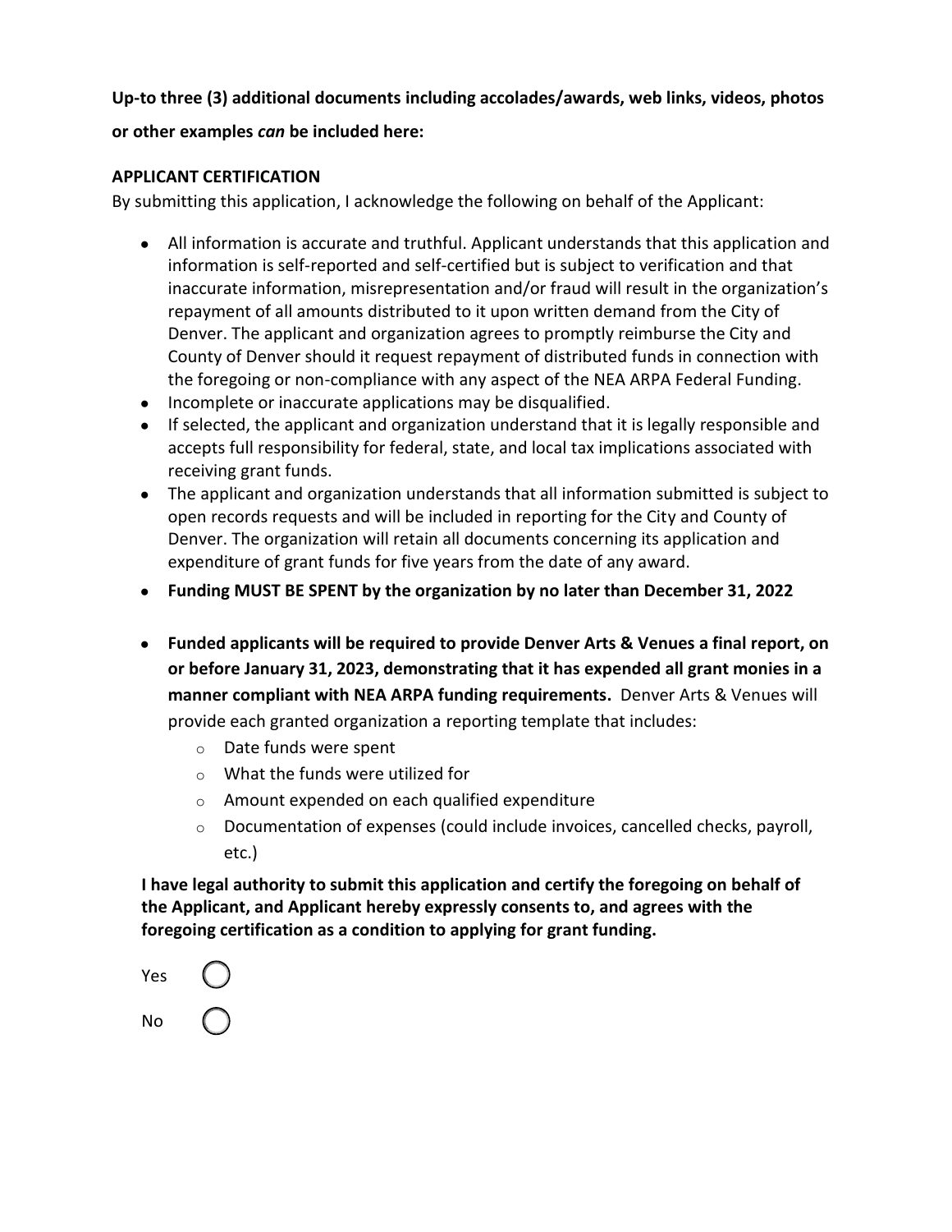**Up-to three (3) additional documents including accolades/awards, web links, videos, photos or other examples *can* be included here:**

**APPLICANT CERTIFICATION**

By submitting this application, I acknowledge the following on behalf of the Applicant:

- All information is accurate and truthful. Applicant understands that this application and information is self-reported and self-certified but is subject to verification and that inaccurate information, misrepresentation and/or fraud will result in the organization's repayment of all amounts distributed to it upon written demand from the City of Denver. The applicant and organization agrees to promptly reimburse the City and County of Denver should it request repayment of distributed funds in connection with the foregoing or non-compliance with any aspect of the NEA ARPA Federal Funding.
- Incomplete or inaccurate applications may be disqualified.
- If selected, the applicant and organization understand that it is legally responsible and accepts full responsibility for federal, state, and local tax implications associated with receiving grant funds.
- The applicant and organization understands that all information submitted is subject to open records requests and will be included in reporting for the City and County of Denver. The organization will retain all documents concerning its application and expenditure of grant funds for five years from the date of any award.
- **Funding MUST BE SPENT by the organization by no later than December 31, 2022**
- **Funded applicants will be required to provide Denver Arts & Venues a final report, on or before January 31, 2023, demonstrating that it has expended all grant monies in a manner compliant with NEA ARPA funding requirements.** Denver Arts & Venues will provide each granted organization a reporting template that includes:
  - Date funds were spent
  - What the funds were utilized for
  - Amount expended on each qualified expenditure
  - Documentation of expenses (could include invoices, cancelled checks, payroll, etc.)

**I have legal authority to submit this application and certify the foregoing on behalf of the Applicant, and Applicant hereby expressly consents to, and agrees with the foregoing certification as a condition to applying for grant funding.**

Yes ○

No ○